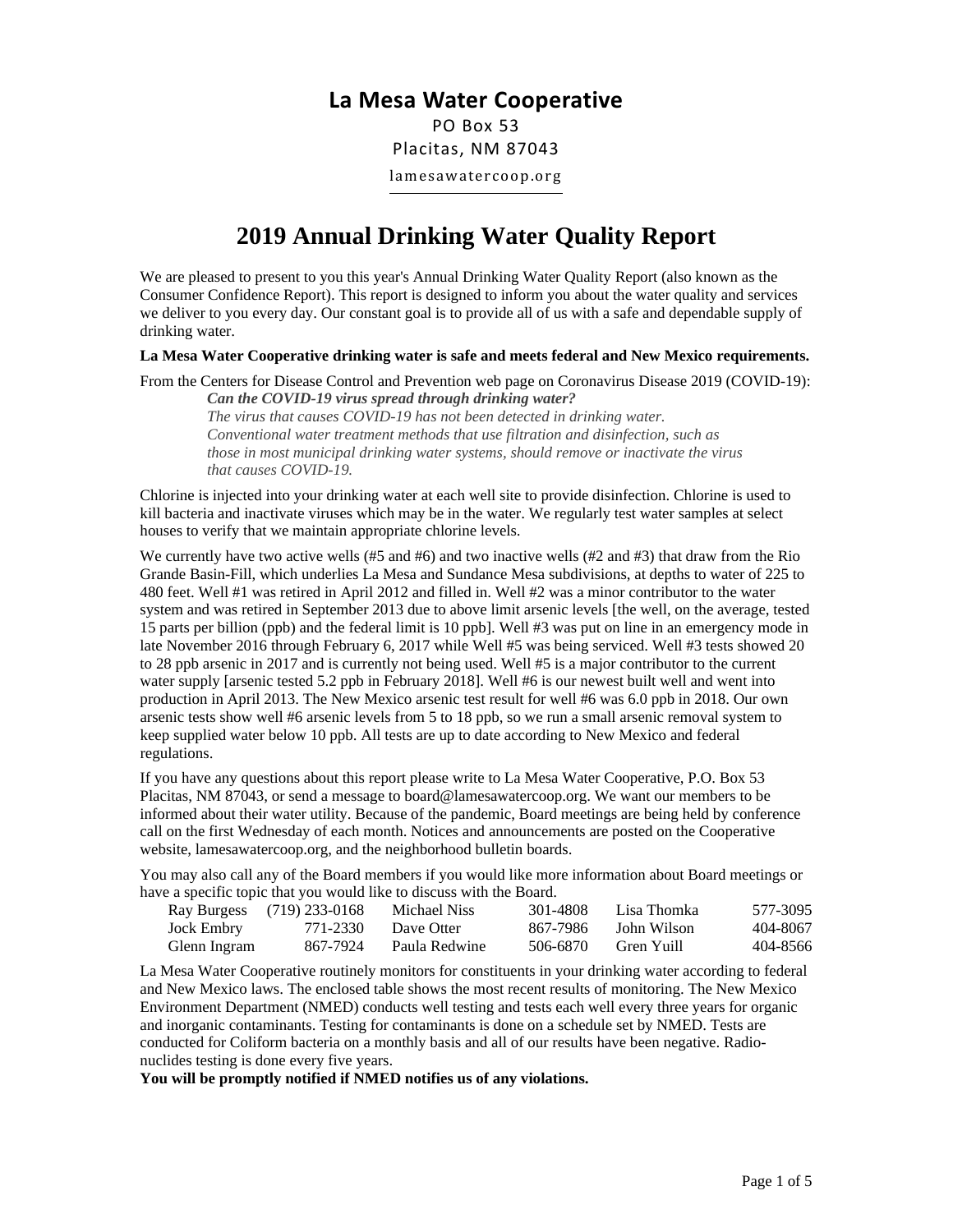# La Mesa Water Cooperative

PO Box 53
Placitas, NM 87043

lamesawatercoop.org

## 2019 Annual Drinking Water Quality Report

We are pleased to present to you this year's Annual Drinking Water Quality Report (also known as the Consumer Confidence Report). This report is designed to inform you about the water quality and services we deliver to you every day. Our constant goal is to provide all of us with a safe and dependable supply of drinking water.

**La Mesa Water Cooperative drinking water is safe and meets federal and New Mexico requirements.**

From the Centers for Disease Control and Prevention web page on Coronavirus Disease 2019 (COVID-19):

> ***Can the COVID-19 virus spread through drinking water?***
> *The virus that causes COVID-19 has not been detected in drinking water. Conventional water treatment methods that use filtration and disinfection, such as those in most municipal drinking water systems, should remove or inactivate the virus that causes COVID-19.*

Chlorine is injected into your drinking water at each well site to provide disinfection. Chlorine is used to kill bacteria and inactivate viruses which may be in the water. We regularly test water samples at select houses to verify that we maintain appropriate chlorine levels.

We currently have two active wells (#5 and #6) and two inactive wells (#2 and #3) that draw from the Rio Grande Basin-Fill, which underlies La Mesa and Sundance Mesa subdivisions, at depths to water of 225 to 480 feet. Well #1 was retired in April 2012 and filled in. Well #2 was a minor contributor to the water system and was retired in September 2013 due to above limit arsenic levels [the well, on the average, tested 15 parts per billion (ppb) and the federal limit is 10 ppb]. Well #3 was put on line in an emergency mode in late November 2016 through February 6, 2017 while Well #5 was being serviced. Well #3 tests showed 20 to 28 ppb arsenic in 2017 and is currently not being used. Well #5 is a major contributor to the current water supply [arsenic tested 5.2 ppb in February 2018]. Well #6 is our newest built well and went into production in April 2013. The New Mexico arsenic test result for well #6 was 6.0 ppb in 2018. Our own arsenic tests show well #6 arsenic levels from 5 to 18 ppb, so we run a small arsenic removal system to keep supplied water below 10 ppb. All tests are up to date according to New Mexico and federal regulations.

If you have any questions about this report please write to La Mesa Water Cooperative, P.O. Box 53 Placitas, NM 87043, or send a message to board@lamesawatercoop.org. We want our members to be informed about their water utility. Because of the pandemic, Board meetings are being held by conference call on the first Wednesday of each month. Notices and announcements are posted on the Cooperative website, lamesawatercoop.org, and the neighborhood bulletin boards.

You may also call any of the Board members if you would like more information about Board meetings or have a specific topic that you would like to discuss with the Board.

| | | | | | |
|---|---|---|---|---|---|
| Ray Burgess | (719) 233-0168 | Michael Niss | 301-4808 | Lisa Thomka | 577-3095 |
| Jock Embry | 771-2330 | Dave Otter | 867-7986 | John Wilson | 404-8067 |
| Glenn Ingram | 867-7924 | Paula Redwine | 506-6870 | Gren Yuill | 404-8566 |

La Mesa Water Cooperative routinely monitors for constituents in your drinking water according to federal and New Mexico laws. The enclosed table shows the most recent results of monitoring. The New Mexico Environment Department (NMED) conducts well testing and tests each well every three years for organic and inorganic contaminants. Testing for contaminants is done on a schedule set by NMED. Tests are conducted for Coliform bacteria on a monthly basis and all of our results have been negative. Radio-nuclides testing is done every five years.

**You will be promptly notified if NMED notifies us of any violations.**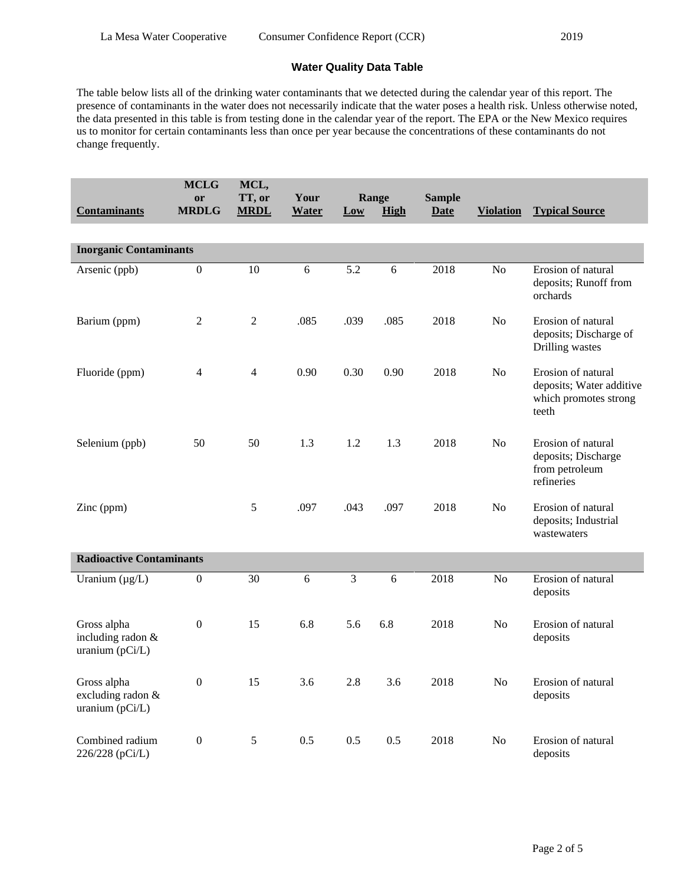## Water Quality Data Table

The table below lists all of the drinking water contaminants that we detected during the calendar year of this report. The presence of contaminants in the water does not necessarily indicate that the water poses a health risk. Unless otherwise noted, the data presented in this table is from testing done in the calendar year of the report. The EPA or the New Mexico requires us to monitor for certain contaminants less than once per year because the concentrations of these contaminants do not change frequently.

| Contaminants | MCLG or MRDLG | MCL, TT, or MRDL | Your Water | Range Low | Range High | Sample Date | Violation | Typical Source |
|---|---|---|---|---|---|---|---|---|
| **Inorganic Contaminants** | | | | | | | | |
| Arsenic (ppb) | 0 | 10 | 6 | 5.2 | 6 | 2018 | No | Erosion of natural deposits; Runoff from orchards |
| Barium (ppm) | 2 | 2 | .085 | .039 | .085 | 2018 | No | Erosion of natural deposits; Discharge of Drilling wastes |
| Fluoride (ppm) | 4 | 4 | 0.90 | 0.30 | 0.90 | 2018 | No | Erosion of natural deposits; Water additive which promotes strong teeth |
| Selenium (ppb) | 50 | 50 | 1.3 | 1.2 | 1.3 | 2018 | No | Erosion of natural deposits; Discharge from petroleum refineries |
| Zinc (ppm) | | 5 | .097 | .043 | .097 | 2018 | No | Erosion of natural deposits; Industrial wastewaters |
| **Radioactive Contaminants** | | | | | | | | |
| Uranium (µg/L) | 0 | 30 | 6 | 3 | 6 | 2018 | No | Erosion of natural deposits |
| Gross alpha including radon & uranium (pCi/L) | 0 | 15 | 6.8 | 5.6 | 6.8 | 2018 | No | Erosion of natural deposits |
| Gross alpha excluding radon & uranium (pCi/L) | 0 | 15 | 3.6 | 2.8 | 3.6 | 2018 | No | Erosion of natural deposits |
| Combined radium 226/228 (pCi/L) | 0 | 5 | 0.5 | 0.5 | 0.5 | 2018 | No | Erosion of natural deposits |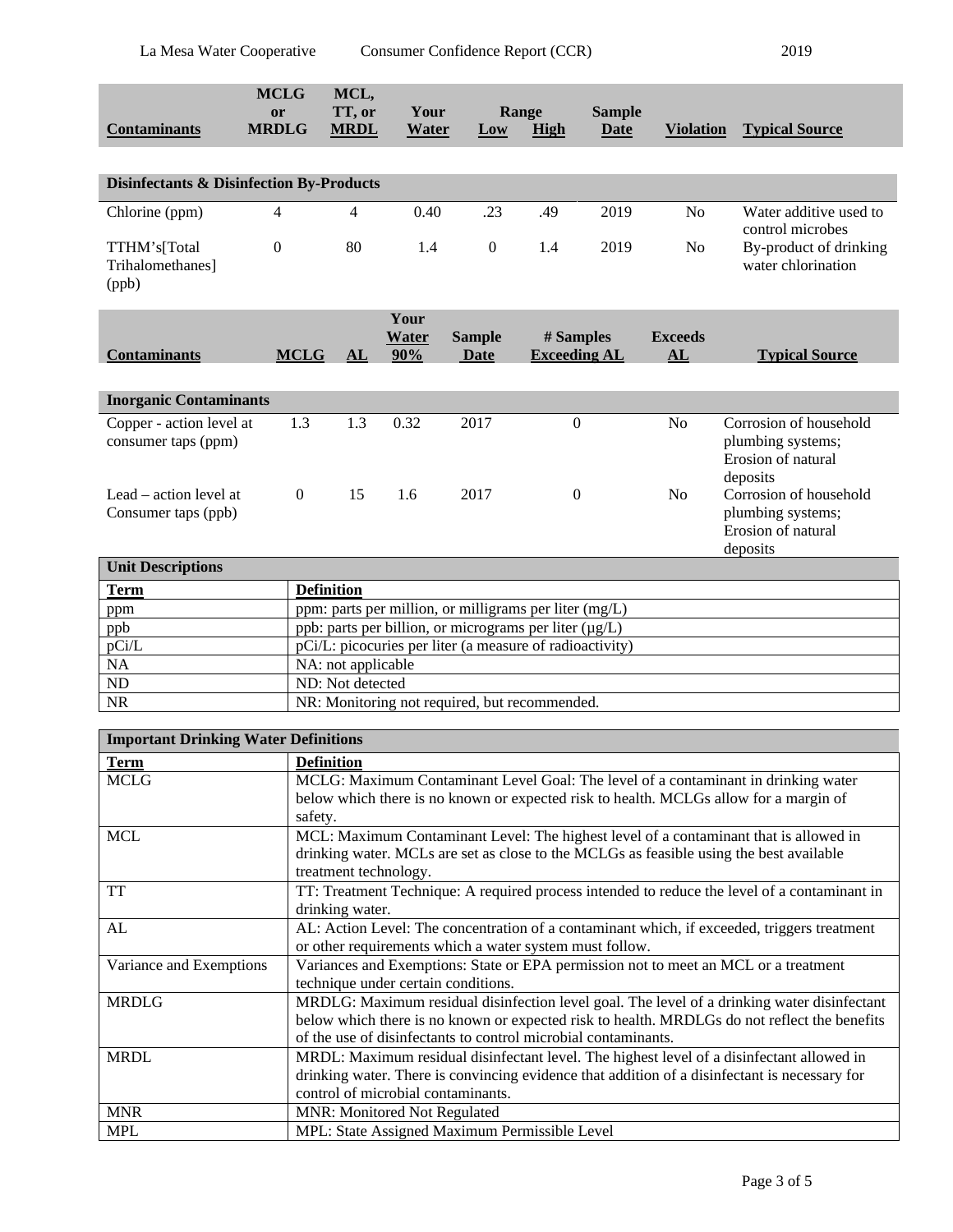| Contaminants | MCLG or MRDLG | MCL, TT, or MRDL | Your Water | Range Low | Range High | Sample Date | Violation | Typical Source |
|---|---|---|---|---|---|---|---|---|
| **Disinfectants & Disinfection By-Products** | | | | | | | | |
| Chlorine (ppm) | 4 | 4 | 0.40 | .23 | .49 | 2019 | No | Water additive used to control microbes |
| TTHM's[Total Trihalomethanes] (ppb) | 0 | 80 | 1.4 | 0 | 1.4 | 2019 | No | By-product of drinking water chlorination |

| Contaminants | MCLG | AL | Your Water 90% | Sample Date | # Samples Exceeding AL | Exceeds AL | Typical Source |
|---|---|---|---|---|---|---|---|
| **Inorganic Contaminants** | | | | | | | |
| Copper - action level at consumer taps (ppm) | 1.3 | 1.3 | 0.32 | 2017 | 0 | No | Corrosion of household plumbing systems; Erosion of natural deposits |
| Lead – action level at Consumer taps (ppb) | 0 | 15 | 1.6 | 2017 | 0 | No | Corrosion of household plumbing systems; Erosion of natural deposits |

**Unit Descriptions**

| Term | Definition |
|---|---|
| ppm | ppm: parts per million, or milligrams per liter (mg/L) |
| ppb | ppb: parts per billion, or micrograms per liter (µg/L) |
| pCi/L | pCi/L: picocuries per liter (a measure of radioactivity) |
| NA | NA: not applicable |
| ND | ND: Not detected |
| NR | NR: Monitoring not required, but recommended. |

**Important Drinking Water Definitions**

| Term | Definition |
|---|---|
| MCLG | MCLG: Maximum Contaminant Level Goal: The level of a contaminant in drinking water below which there is no known or expected risk to health. MCLGs allow for a margin of safety. |
| MCL | MCL: Maximum Contaminant Level: The highest level of a contaminant that is allowed in drinking water. MCLs are set as close to the MCLGs as feasible using the best available treatment technology. |
| TT | TT: Treatment Technique: A required process intended to reduce the level of a contaminant in drinking water. |
| AL | AL: Action Level: The concentration of a contaminant which, if exceeded, triggers treatment or other requirements which a water system must follow. |
| Variance and Exemptions | Variances and Exemptions: State or EPA permission not to meet an MCL or a treatment technique under certain conditions. |
| MRDLG | MRDLG: Maximum residual disinfection level goal. The level of a drinking water disinfectant below which there is no known or expected risk to health. MRDLGs do not reflect the benefits of the use of disinfectants to control microbial contaminants. |
| MRDL | MRDL: Maximum residual disinfectant level. The highest level of a disinfectant allowed in drinking water. There is convincing evidence that addition of a disinfectant is necessary for control of microbial contaminants. |
| MNR | MNR: Monitored Not Regulated |
| MPL | MPL: State Assigned Maximum Permissible Level |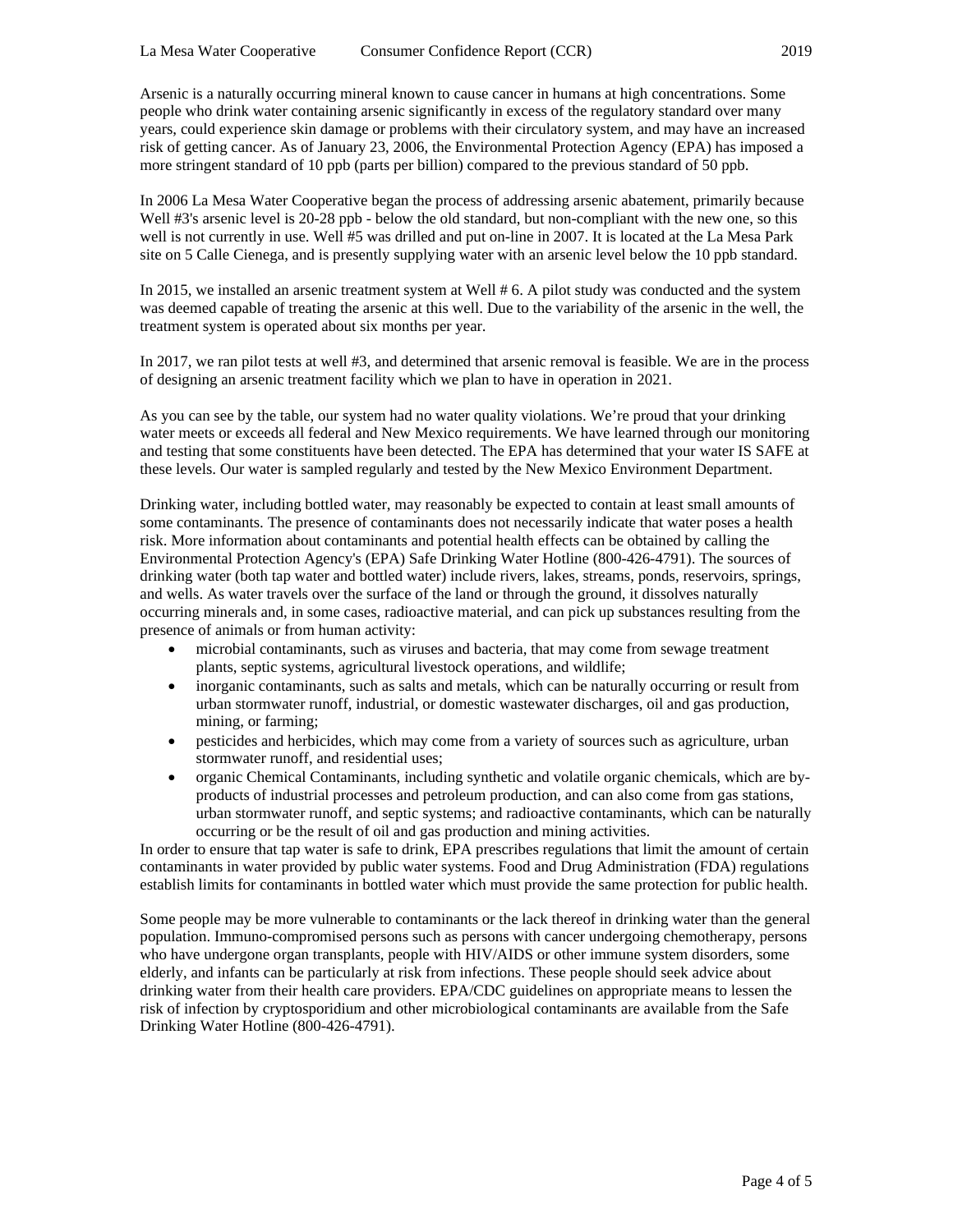Arsenic is a naturally occurring mineral known to cause cancer in humans at high concentrations. Some people who drink water containing arsenic significantly in excess of the regulatory standard over many years, could experience skin damage or problems with their circulatory system, and may have an increased risk of getting cancer. As of January 23, 2006, the Environmental Protection Agency (EPA) has imposed a more stringent standard of 10 ppb (parts per billion) compared to the previous standard of 50 ppb.

In 2006 La Mesa Water Cooperative began the process of addressing arsenic abatement, primarily because Well #3's arsenic level is 20-28 ppb - below the old standard, but non-compliant with the new one, so this well is not currently in use. Well #5 was drilled and put on-line in 2007. It is located at the La Mesa Park site on 5 Calle Cienega, and is presently supplying water with an arsenic level below the 10 ppb standard.

In 2015, we installed an arsenic treatment system at Well # 6. A pilot study was conducted and the system was deemed capable of treating the arsenic at this well. Due to the variability of the arsenic in the well, the treatment system is operated about six months per year.

In 2017, we ran pilot tests at well #3, and determined that arsenic removal is feasible. We are in the process of designing an arsenic treatment facility which we plan to have in operation in 2021.

As you can see by the table, our system had no water quality violations. We're proud that your drinking water meets or exceeds all federal and New Mexico requirements. We have learned through our monitoring and testing that some constituents have been detected. The EPA has determined that your water IS SAFE at these levels. Our water is sampled regularly and tested by the New Mexico Environment Department.

Drinking water, including bottled water, may reasonably be expected to contain at least small amounts of some contaminants. The presence of contaminants does not necessarily indicate that water poses a health risk. More information about contaminants and potential health effects can be obtained by calling the Environmental Protection Agency's (EPA) Safe Drinking Water Hotline (800-426-4791). The sources of drinking water (both tap water and bottled water) include rivers, lakes, streams, ponds, reservoirs, springs, and wells. As water travels over the surface of the land or through the ground, it dissolves naturally occurring minerals and, in some cases, radioactive material, and can pick up substances resulting from the presence of animals or from human activity:

- microbial contaminants, such as viruses and bacteria, that may come from sewage treatment plants, septic systems, agricultural livestock operations, and wildlife;
- inorganic contaminants, such as salts and metals, which can be naturally occurring or result from urban stormwater runoff, industrial, or domestic wastewater discharges, oil and gas production, mining, or farming;
- pesticides and herbicides, which may come from a variety of sources such as agriculture, urban stormwater runoff, and residential uses;
- organic Chemical Contaminants, including synthetic and volatile organic chemicals, which are by-products of industrial processes and petroleum production, and can also come from gas stations, urban stormwater runoff, and septic systems; and radioactive contaminants, which can be naturally occurring or be the result of oil and gas production and mining activities.

In order to ensure that tap water is safe to drink, EPA prescribes regulations that limit the amount of certain contaminants in water provided by public water systems. Food and Drug Administration (FDA) regulations establish limits for contaminants in bottled water which must provide the same protection for public health.

Some people may be more vulnerable to contaminants or the lack thereof in drinking water than the general population. Immuno-compromised persons such as persons with cancer undergoing chemotherapy, persons who have undergone organ transplants, people with HIV/AIDS or other immune system disorders, some elderly, and infants can be particularly at risk from infections. These people should seek advice about drinking water from their health care providers. EPA/CDC guidelines on appropriate means to lessen the risk of infection by cryptosporidium and other microbiological contaminants are available from the Safe Drinking Water Hotline (800-426-4791).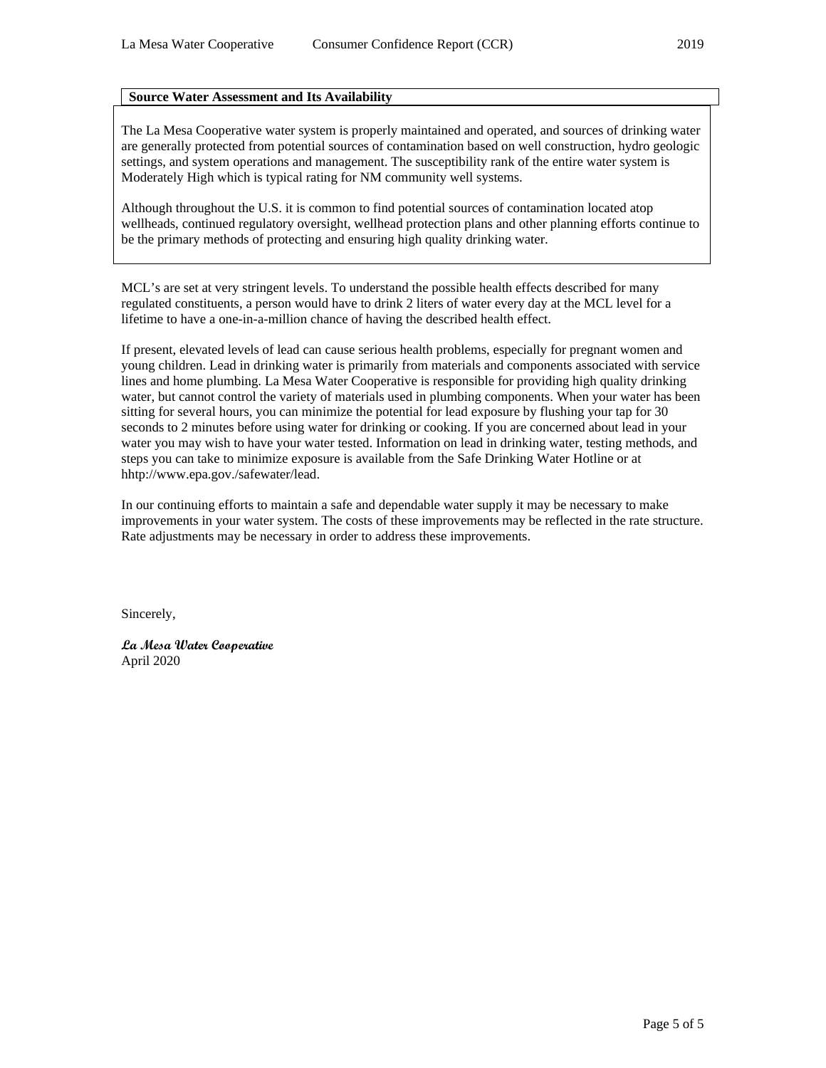## Source Water Assessment and Its Availability

The La Mesa Cooperative water system is properly maintained and operated, and sources of drinking water are generally protected from potential sources of contamination based on well construction, hydro geologic settings, and system operations and management. The susceptibility rank of the entire water system is Moderately High which is typical rating for NM community well systems.

Although throughout the U.S. it is common to find potential sources of contamination located atop wellheads, continued regulatory oversight, wellhead protection plans and other planning efforts continue to be the primary methods of protecting and ensuring high quality drinking water.

MCL's are set at very stringent levels. To understand the possible health effects described for many regulated constituents, a person would have to drink 2 liters of water every day at the MCL level for a lifetime to have a one-in-a-million chance of having the described health effect.

If present, elevated levels of lead can cause serious health problems, especially for pregnant women and young children. Lead in drinking water is primarily from materials and components associated with service lines and home plumbing. La Mesa Water Cooperative is responsible for providing high quality drinking water, but cannot control the variety of materials used in plumbing components. When your water has been sitting for several hours, you can minimize the potential for lead exposure by flushing your tap for 30 seconds to 2 minutes before using water for drinking or cooking. If you are concerned about lead in your water you may wish to have your water tested. Information on lead in drinking water, testing methods, and steps you can take to minimize exposure is available from the Safe Drinking Water Hotline or at hhtp://www.epa.gov./safewater/lead.

In our continuing efforts to maintain a safe and dependable water supply it may be necessary to make improvements in your water system. The costs of these improvements may be reflected in the rate structure. Rate adjustments may be necessary in order to address these improvements.

Sincerely,

***La Mesa Water Cooperative***
April 2020